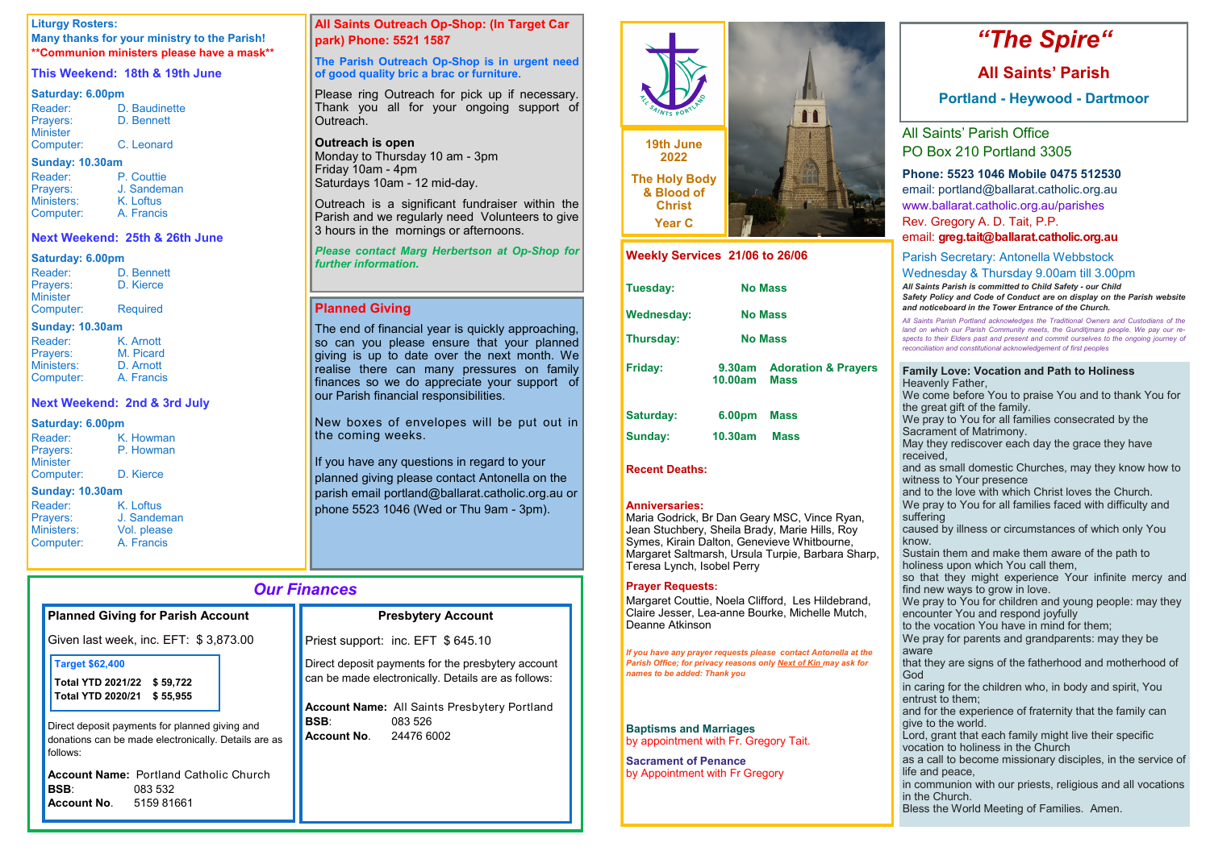# "The Spire"

## All Saints' Parish

### Portland - Heywood - Dartmoor

**19th June 2022**

**The Holy Body & Blood of Christ**

**Year C**

All Saints' Parish Office
PO Box 210 Portland 3305

**Phone: 5523 1046 Mobile 0475 512530**
email: portland@ballarat.catholic.org.au
www.ballarat.catholic.org.au/parishes
Rev. Gregory A. D. Tait, P.P.
email: **greg.tait@ballarat.catholic.org.au**

Parish Secretary: Antonella Webbstock
Wednesday & Thursday 9.00am till 3.00pm

***All Saints Parish is committed to Child Safety - our Child Safety Policy and Code of Conduct are on display on the Parish website and noticeboard in the Tower Entrance of the Church.***

*All Saints Parish Portland acknowledges the Traditional Owners and Custodians of the land on which our Parish Community meets, the Gunditjmara people. We pay our respects to their Elders past and present and commit ourselves to the ongoing journey of reconciliation and constitutional acknowledgement of first peoples*

## Liturgy Rosters:

**Many thanks for your ministry to the Parish!**
****Communion ministers please have a mask****

### This Weekend: 18th & 19th June

**Saturday: 6.00pm**
Reader: D. Baudinette
Prayers: D. Bennett
Minister
Computer: C. Leonard

**Sunday: 10.30am**
Reader: P. Couttie
Prayers: J. Sandeman
Ministers: K. Loftus
Computer: A. Francis

### Next Weekend: 25th & 26th June

**Saturday: 6.00pm**
Reader: D. Bennett
Prayers: D. Kierce
Minister
Computer: Required

**Sunday: 10.30am**
Reader: K. Arnott
Prayers: M. Picard
Ministers: D. Arnott
Computer: A. Francis

### Next Weekend: 2nd & 3rd July

**Saturday: 6.00pm**
Reader: K. Howman
Prayers: P. Howman
Minister
Computer: D. Kierce

**Sunday: 10.30am**
Reader: K. Loftus
Prayers: J. Sandeman
Ministers: Vol. please
Computer: A. Francis

## All Saints Outreach Op-Shop: (In Target Car park) Phone: 5521 1587

**The Parish Outreach Op-Shop is in urgent need of good quality bric a brac or furniture.**

Please ring Outreach for pick up if necessary. Thank you all for your ongoing support of Outreach.

**Outreach is open**
Monday to Thursday 10 am - 3pm
Friday 10am - 4pm
Saturdays 10am - 12 mid-day.

Outreach is a significant fundraiser within the Parish and we regularly need Volunteers to give 3 hours in the mornings or afternoons.

***Please contact Marg Herbertson at Op-Shop for further information.***

## Planned Giving

The end of financial year is quickly approaching, so can you please ensure that your planned giving is up to date over the next month. We realise there can many pressures on family finances so we do appreciate your support of our Parish financial responsibilities.

New boxes of envelopes will be put out in the coming weeks.

If you have any questions in regard to your planned giving please contact Antonella on the parish email portland@ballarat.catholic.org.au or phone 5523 1046 (Wed or Thu 9am - 3pm).

## Our Finances

### Planned Giving for Parish Account

Given last week, inc. EFT: $ 3,873.00

**Target $62,400**

| | |
|---|---|
| **Total YTD 2021/22** | **$ 59,722** |
| **Total YTD 2020/21** | **$ 55,955** |

Direct deposit payments for planned giving and donations can be made electronically. Details are as follows:

**Account Name:** Portland Catholic Church
**BSB**: 083 532
**Account No**. 5159 81661

### Presbytery Account

Priest support: inc. EFT $ 645.10

Direct deposit payments for the presbytery account can be made electronically. Details are as follows:

**Account Name:** All Saints Presbytery Portland
**BSB**: 083 526
**Account No**. 24476 6002

## Weekly Services 21/06 to 26/06

| | | |
|---|---|---|
| **Tuesday:** | **No Mass** | |
| **Wednesday:** | **No Mass** | |
| **Thursday:** | **No Mass** | |
| **Friday:** | **9.30am** | **Adoration & Prayers** |
| | **10.00am** | **Mass** |
| **Saturday:** | **6.00pm** | **Mass** |
| **Sunday:** | **10.30am** | **Mass** |

**Recent Deaths:**

**Anniversaries:**
Maria Godrick, Br Dan Geary MSC, Vince Ryan, Jean Stuchbery, Sheila Brady, Marie Hills, Roy Symes, Kirain Dalton, Genevieve Whitbourne, Margaret Saltmarsh, Ursula Turpie, Barbara Sharp, Teresa Lynch, Isobel Perry

**Prayer Requests:**
Margaret Couttie, Noela Clifford, Les Hildebrand, Claire Jesser, Lea-anne Bourke, Michelle Mutch, Deanne Atkinson

*If you have any prayer requests please contact Antonella at the Parish Office; for privacy reasons only Next of Kin may ask for names to be added: Thank you*

**Baptisms and Marriages**
by appointment with Fr. Gregory Tait.

**Sacrament of Penance**
by Appointment with Fr Gregory

## Family Love: Vocation and Path to Holiness

Heavenly Father,
We come before You to praise You and to thank You for the great gift of the family.
We pray to You for all families consecrated by the Sacrament of Matrimony.
May they rediscover each day the grace they have received,
and as small domestic Churches, may they know how to witness to Your presence
and to the love with which Christ loves the Church.
We pray to You for all families faced with difficulty and suffering
caused by illness or circumstances of which only You know.
Sustain them and make them aware of the path to holiness upon which You call them,
so that they might experience Your infinite mercy and find new ways to grow in love.
We pray to You for children and young people: may they encounter You and respond joyfully
to the vocation You have in mind for them;
We pray for parents and grandparents: may they be aware
that they are signs of the fatherhood and motherhood of God
in caring for the children who, in body and spirit, You entrust to them;
and for the experience of fraternity that the family can give to the world.
Lord, grant that each family might live their specific vocation to holiness in the Church
as a call to become missionary disciples, in the service of life and peace,
in communion with our priests, religious and all vocations in the Church.
Bless the World Meeting of Families. Amen.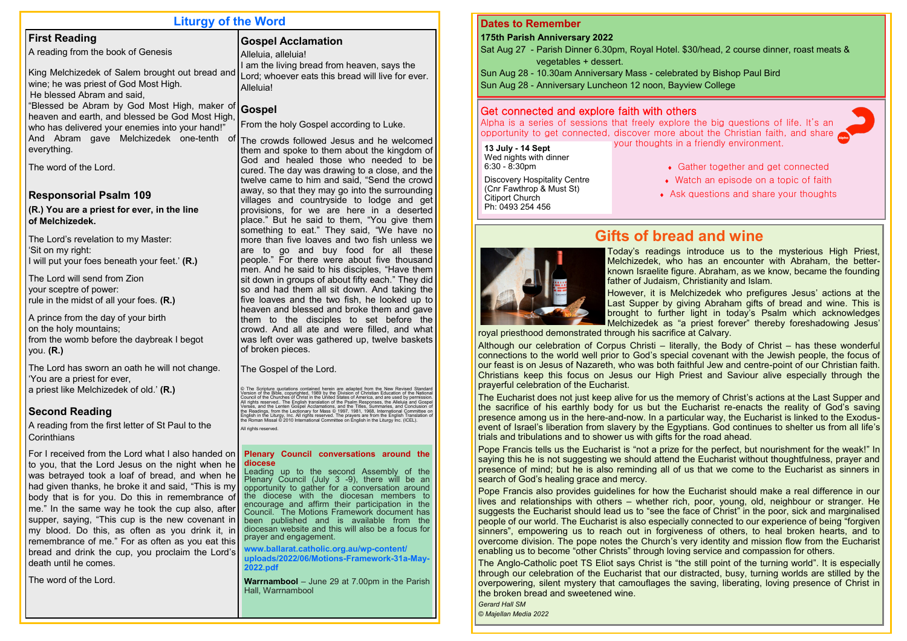# Liturgy of the Word

## First Reading

A reading from the book of Genesis

King Melchizedek of Salem brought out bread and wine; he was priest of God Most High.
He blessed Abram and said,
"Blessed be Abram by God Most High, maker of heaven and earth, and blessed be God Most High, who has delivered your enemies into your hand!"
And Abram gave Melchizedek one-tenth of everything.

The word of the Lord.

## Responsorial Psalm 109

**(R.) You are a priest for ever, in the line of Melchizedek.**

The Lord's revelation to my Master:
'Sit on my right:
I will put your foes beneath your feet.' **(R.)**

The Lord will send from Zion
your sceptre of power:
rule in the midst of all your foes. **(R.)**

A prince from the day of your birth
on the holy mountains;
from the womb before the daybreak I begot you. **(R.)**

The Lord has sworn an oath he will not change.
'You are a priest for ever,
a priest like Melchizedek of old.' **(R.)**

## Second Reading

A reading from the first letter of St Paul to the Corinthians

For I received from the Lord what I also handed on to you, that the Lord Jesus on the night when he was betrayed took a loaf of bread, and when he had given thanks, he broke it and said, "This is my body that is for you. Do this in remembrance of me." In the same way he took the cup also, after supper, saying, "This cup is the new covenant in my blood. Do this, as often as you drink it, in remembrance of me." For as often as you eat this bread and drink the cup, you proclaim the Lord's death until he comes.

The word of the Lord.

## Gospel Acclamation

Alleluia, alleluia!
I am the living bread from heaven, says the Lord; whoever eats this bread will live for ever.
Alleluia!

## Gospel

From the holy Gospel according to Luke.

The crowds followed Jesus and he welcomed them and spoke to them about the kingdom of God and healed those who needed to be cured. The day was drawing to a close, and the twelve came to him and said, "Send the crowd away, so that they may go into the surrounding villages and countryside to lodge and get provisions, for we are here in a deserted place." But he said to them, "You give them something to eat." They said, "We have no more than five loaves and two fish unless we are to go and buy food for all these people." For there were about five thousand men. And he said to his disciples, "Have them sit down in groups of about fifty each." They did so and had them all sit down. And taking the five loaves and the two fish, he looked up to heaven and blessed and broke them and gave them to the disciples to set before the crowd. And all ate and were filled, and what was left over was gathered up, twelve baskets of broken pieces.

The Gospel of the Lord.

© The Scripture quotations contained herein are adapted from the New Revised Standard Version of the Bible, copyrighted, 1989 by the Division of Christian Education of the National Council of the Churches of Christ in the United States of America, and are used by permission. All rights reserved.. The English translation of the Psalm Responses, the Alleluia and Gospel Verses, and the Lenten Gospel Acclamations, and the Titles, Summaries, and Conclusion of the Readings, from the Lectionary for Mass © 1997, 1981, 1968, International Committee on English in the Liturgy, Inc. All rights reserved. The prayers are from the English Translation of the Roman Missal © 2010 International Committee on English in the Liturgy Inc. (ICEL).

All rights reserved.

**Plenary Council conversations around the diocese**

Leading up to the second Assembly of the Plenary Council (July 3 -9), there will be an opportunity to gather for a conversation around the diocese with the diocesan members to encourage and affirm their participation in the Council. The Motions Framework document has been published and is available from the diocesan website and this will also be a focus for prayer and engagement.

**www.ballarat.catholic.org.au/wp-content/uploads/2022/06/Motions-Framework-31a-May-2022.pdf**

**Warrnambool** – June 29 at 7.00pm in the Parish Hall, Warrnambool

## Dates to Remember

**175th Parish Anniversary 2022**

- Sat Aug 27 - Parish Dinner 6.30pm, Royal Hotel. $30/head, 2 course dinner, roast meats & vegetables + dessert.
- Sun Aug 28 - 10.30am Anniversary Mass - celebrated by Bishop Paul Bird
- Sun Aug 28 - Anniversary Luncheon 12 noon, Bayview College

## Get connected and explore faith with others

Alpha is a series of sessions that freely explore the big questions of life. It's an opportunity to get connected, discover more about the Christian faith, and share your thoughts in a friendly environment.

**13 July - 14 Sept**
Wed nights with dinner
6:30 - 8:30pm

Discovery Hospitality Centre
(Cnr Fawthrop & Must St)
Citiport Church
Ph: 0493 254 456

- Gather together and get connected
- Watch an episode on a topic of faith
- Ask questions and share your thoughts

# Gifts of bread and wine

Today's readings introduce us to the mysterious High Priest, Melchizedek, who has an encounter with Abraham, the better-known Israelite figure. Abraham, as we know, became the founding father of Judaism, Christianity and Islam.

However, it is Melchizedek who prefigures Jesus' actions at the Last Supper by giving Abraham gifts of bread and wine. This is brought to further light in today's Psalm which acknowledges Melchizedek as "a priest forever" thereby foreshadowing Jesus' royal priesthood demonstrated through his sacrifice at Calvary.

Although our celebration of Corpus Christi – literally, the Body of Christ – has these wonderful connections to the world well prior to God's special covenant with the Jewish people, the focus of our feast is on Jesus of Nazareth, who was both faithful Jew and centre-point of our Christian faith. Christians keep this focus on Jesus our High Priest and Saviour alive especially through the prayerful celebration of the Eucharist.

The Eucharist does not just keep alive for us the memory of Christ's actions at the Last Supper and the sacrifice of his earthly body for us but the Eucharist re-enacts the reality of God's saving presence among us in the here-and-now. In a particular way, the Eucharist is linked to the Exodus-event of Israel's liberation from slavery by the Egyptians. God continues to shelter us from all life's trials and tribulations and to shower us with gifts for the road ahead.

Pope Francis tells us the Eucharist is "not a prize for the perfect, but nourishment for the weak!" In saying this he is not suggesting we should attend the Eucharist without thoughtfulness, prayer and presence of mind; but he is also reminding all of us that we come to the Eucharist as sinners in search of God's healing grace and mercy.

Pope Francis also provides guidelines for how the Eucharist should make a real difference in our lives and relationships with others – whether rich, poor, young, old, neighbour or stranger. He suggests the Eucharist should lead us to "see the face of Christ" in the poor, sick and marginalised people of our world. The Eucharist is also especially connected to our experience of being "forgiven sinners", empowering us to reach out in forgiveness of others, to heal broken hearts, and to overcome division. The pope notes the Church's very identity and mission flow from the Eucharist enabling us to become "other Christs" through loving service and compassion for others.

The Anglo-Catholic poet TS Eliot says Christ is "the still point of the turning world". It is especially through our celebration of the Eucharist that our distracted, busy, turning worlds are stilled by the overpowering, silent mystery that camouflages the saving, liberating, loving presence of Christ in the broken bread and sweetened wine.

*Gerard Hall SM*

*© Majellan Media 2022*